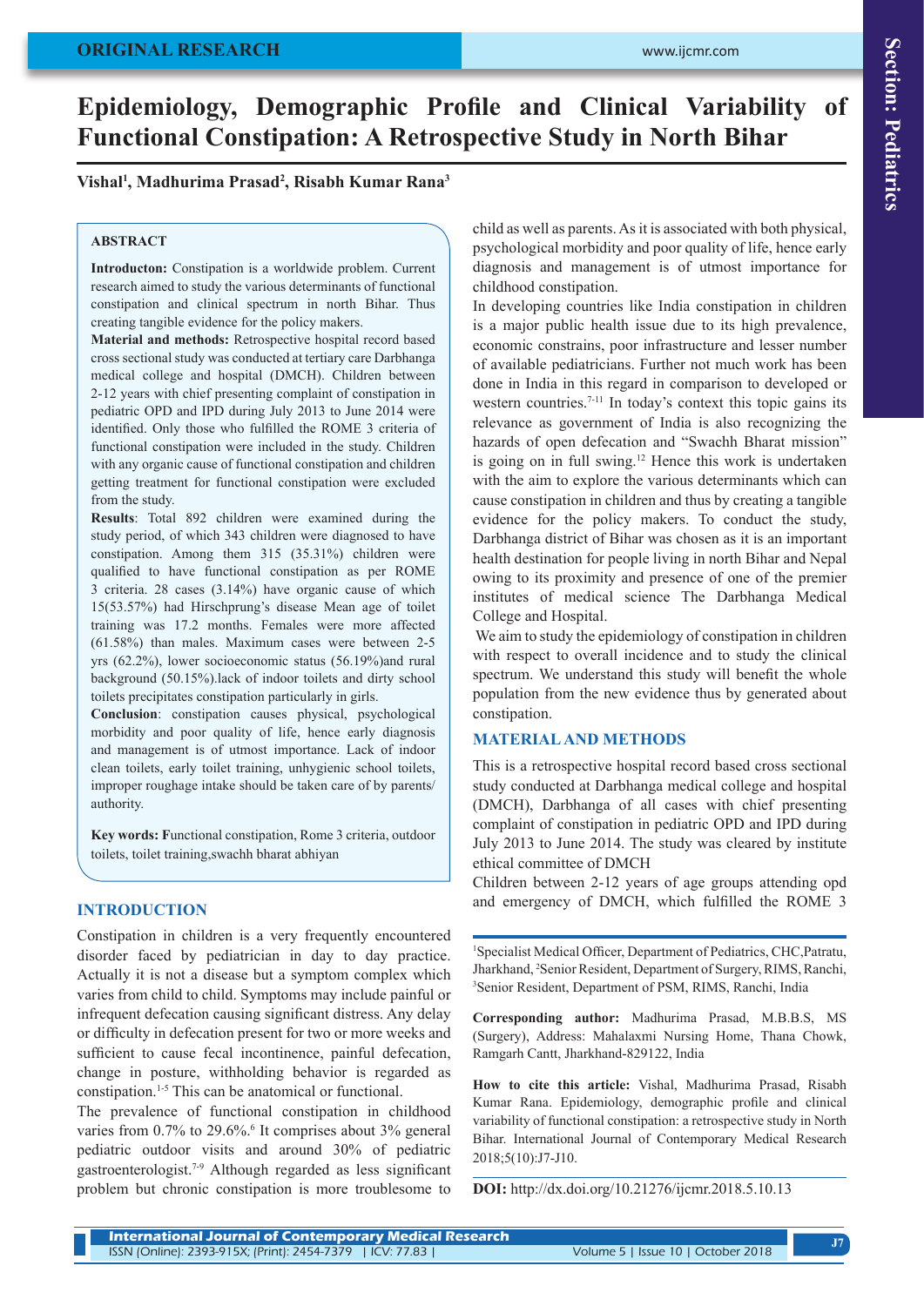ORIGINAL RESEARCH

# Epidemiology, Demographic Profile and Clinical Variability of Functional Constipation: A Retrospective Study in North Bihar

**Vishal[1], Madhurima Prasad[2], Risabh Kumar Rana[3]**

## ABSTRACT

**Introducton:** Constipation is a worldwide problem. Current research aimed to study the various determinants of functional constipation and clinical spectrum in north Bihar. Thus creating tangible evidence for the policy makers.

**Material and methods:** Retrospective hospital record based cross sectional study was conducted at tertiary care Darbhanga medical college and hospital (DMCH). Children between 2-12 years with chief presenting complaint of constipation in pediatric OPD and IPD during July 2013 to June 2014 were identified. Only those who fulfilled the ROME 3 criteria of functional constipation were included in the study. Children with any organic cause of functional constipation and children getting treatment for functional constipation were excluded from the study.

**Results**: Total 892 children were examined during the study period, of which 343 children were diagnosed to have constipation. Among them 315 (35.31%) children were qualified to have functional constipation as per ROME 3 criteria. 28 cases (3.14%) have organic cause of which 15(53.57%) had Hirschprung's disease Mean age of toilet training was 17.2 months. Females were more affected (61.58%) than males. Maximum cases were between 2-5 yrs (62.2%), lower socioeconomic status (56.19%)and rural background (50.15%).lack of indoor toilets and dirty school toilets precipitates constipation particularly in girls.

**Conclusion**: constipation causes physical, psychological morbidity and poor quality of life, hence early diagnosis and management is of utmost importance. Lack of indoor clean toilets, early toilet training, unhygienic school toilets, improper roughage intake should be taken care of by parents/ authority.

**Key words:** Functional constipation, Rome 3 criteria, outdoor toilets, toilet training,swachh bharat abhiyan

## INTRODUCTION

Constipation in children is a very frequently encountered disorder faced by pediatrician in day to day practice. Actually it is not a disease but a symptom complex which varies from child to child. Symptoms may include painful or infrequent defecation causing significant distress. Any delay or difficulty in defecation present for two or more weeks and sufficient to cause fecal incontinence, painful defecation, change in posture, withholding behavior is regarded as constipation.[1-5] This can be anatomical or functional.

The prevalence of functional constipation in childhood varies from 0.7% to 29.6%.[6] It comprises about 3% general pediatric outdoor visits and around 30% of pediatric gastroenterologist.[7-9] Although regarded as less significant problem but chronic constipation is more troublesome to child as well as parents. As it is associated with both physical, psychological morbidity and poor quality of life, hence early diagnosis and management is of utmost importance for childhood constipation.

In developing countries like India constipation in children is a major public health issue due to its high prevalence, economic constrains, poor infrastructure and lesser number of available pediatricians. Further not much work has been done in India in this regard in comparison to developed or western countries.[7-11] In today's context this topic gains its relevance as government of India is also recognizing the hazards of open defecation and "Swachh Bharat mission" is going on in full swing.[12] Hence this work is undertaken with the aim to explore the various determinants which can cause constipation in children and thus by creating a tangible evidence for the policy makers. To conduct the study, Darbhanga district of Bihar was chosen as it is an important health destination for people living in north Bihar and Nepal owing to its proximity and presence of one of the premier institutes of medical science The Darbhanga Medical College and Hospital.

We aim to study the epidemiology of constipation in children with respect to overall incidence and to study the clinical spectrum. We understand this study will benefit the whole population from the new evidence thus by generated about constipation.

## MATERIAL AND METHODS

This is a retrospective hospital record based cross sectional study conducted at Darbhanga medical college and hospital (DMCH), Darbhanga of all cases with chief presenting complaint of constipation in pediatric OPD and IPD during July 2013 to June 2014. The study was cleared by institute ethical committee of DMCH

Children between 2-12 years of age groups attending opd and emergency of DMCH, which fulfilled the ROME 3

[1]Specialist Medical Officer, Department of Pediatrics, CHC,Patratu, Jharkhand, [2]Senior Resident, Department of Surgery, RIMS, Ranchi, [3]Senior Resident, Department of PSM, RIMS, Ranchi, India

**Corresponding author:** Madhurima Prasad, M.B.B.S, MS (Surgery), Address: Mahalaxmi Nursing Home, Thana Chowk, Ramgarh Cantt, Jharkhand-829122, India

**How to cite this article:** Vishal, Madhurima Prasad, Risabh Kumar Rana. Epidemiology, demographic profile and clinical variability of functional constipation: a retrospective study in North Bihar. International Journal of Contemporary Medical Research 2018;5(10):J7-J10.

**DOI:** http://dx.doi.org/10.21276/ijcmr.2018.5.10.13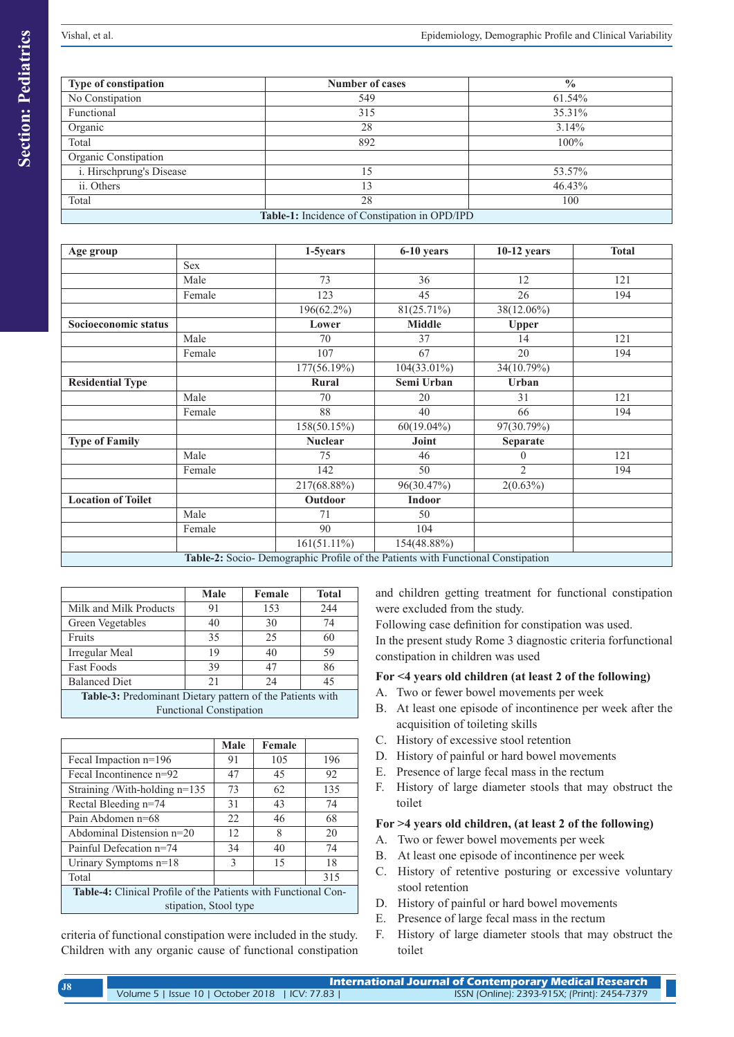| Type of constipation | Number of cases | % |
|---|---|---|
| No Constipation | 549 | 61.54% |
| Functional | 315 | 35.31% |
| Organic | 28 | 3.14% |
| Total | 892 | 100% |
| Organic Constipation | | |
| i. Hirschprung's Disease | 15 | 53.57% |
| ii. Others | 13 | 46.43% |
| Total | 28 | 100 |

**Table-1:** Incidence of Constipation in OPD/IPD

| Age group | | 1-5years | 6-10 years | 10-12 years | Total |
|---|---|---|---|---|---|
| | Sex | | | | |
| | Male | 73 | 36 | 12 | 121 |
| | Female | 123 | 45 | 26 | 194 |
| | | 196(62.2%) | 81(25.71%) | 38(12.06%) | |
| **Socioeconomic status** | | **Lower** | **Middle** | **Upper** | |
| | Male | 70 | 37 | 14 | 121 |
| | Female | 107 | 67 | 20 | 194 |
| | | 177(56.19%) | 104(33.01%) | 34(10.79%) | |
| **Residential Type** | | **Rural** | **Semi Urban** | **Urban** | |
| | Male | 70 | 20 | 31 | 121 |
| | Female | 88 | 40 | 66 | 194 |
| | | 158(50.15%) | 60(19.04%) | 97(30.79%) | |
| **Type of Family** | | **Nuclear** | **Joint** | **Separate** | |
| | Male | 75 | 46 | 0 | 121 |
| | Female | 142 | 50 | 2 | 194 |
| | | 217(68.88%) | 96(30.47%) | 2(0.63%) | |
| **Location of Toilet** | | **Outdoor** | **Indoor** | | |
| | Male | 71 | 50 | | |
| | Female | 90 | 104 | | |
| | | 161(51.11%) | 154(48.88%) | | |

**Table-2:** Socio- Demographic Profile of the Patients with Functional Constipation

| | Male | Female | Total |
|---|---|---|---|
| Milk and Milk Products | 91 | 153 | 244 |
| Green Vegetables | 40 | 30 | 74 |
| Fruits | 35 | 25 | 60 |
| Irregular Meal | 19 | 40 | 59 |
| Fast Foods | 39 | 47 | 86 |
| Balanced Diet | 21 | 24 | 45 |

**Table-3:** Predominant Dietary pattern of the Patients with Functional Constipation

| | Male | Female | |
|---|---|---|---|
| Fecal Impaction n=196 | 91 | 105 | 196 |
| Fecal Incontinence n=92 | 47 | 45 | 92 |
| Straining /With-holding n=135 | 73 | 62 | 135 |
| Rectal Bleeding n=74 | 31 | 43 | 74 |
| Pain Abdomen n=68 | 22 | 46 | 68 |
| Abdominal Distension n=20 | 12 | 8 | 20 |
| Painful Defecation n=74 | 34 | 40 | 74 |
| Urinary Symptoms n=18 | 3 | 15 | 18 |
| Total | | | 315 |

**Table-4:** Clinical Profile of the Patients with Functional Constipation, Stool type

criteria of functional constipation were included in the study. Children with any organic cause of functional constipation and children getting treatment for functional constipation were excluded from the study.

Following case definition for constipation was used.

In the present study Rome 3 diagnostic criteria forfunctional constipation in children was used

**For <4 years old children (at least 2 of the following)**

A. Two or fewer bowel movements per week
B. At least one episode of incontinence per week after the acquisition of toileting skills
C. History of excessive stool retention
D. History of painful or hard bowel movements
E. Presence of large fecal mass in the rectum
F. History of large diameter stools that may obstruct the toilet

**For >4 years old children, (at least 2 of the following)**

A. Two or fewer bowel movements per week
B. At least one episode of incontinence per week
C. History of retentive posturing or excessive voluntary stool retention
D. History of painful or hard bowel movements
E. Presence of large fecal mass in the rectum
F. History of large diameter stools that may obstruct the toilet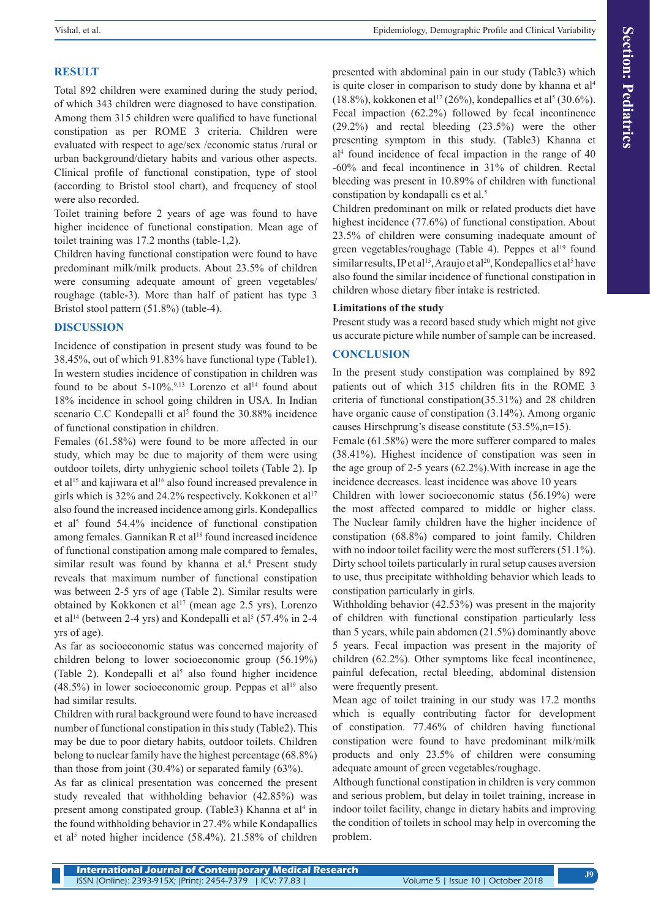## RESULT

Total 892 children were examined during the study period, of which 343 children were diagnosed to have constipation. Among them 315 children were qualified to have functional constipation as per ROME 3 criteria. Children were evaluated with respect to age/sex /economic status /rural or urban background/dietary habits and various other aspects. Clinical profile of functional constipation, type of stool (according to Bristol stool chart), and frequency of stool were also recorded.

Toilet training before 2 years of age was found to have higher incidence of functional constipation. Mean age of toilet training was 17.2 months (table-1,2).

Children having functional constipation were found to have predominant milk/milk products. About 23.5% of children were consuming adequate amount of green vegetables/ roughage (table-3). More than half of patient has type 3 Bristol stool pattern (51.8%) (table-4).

## DISCUSSION

Incidence of constipation in present study was found to be 38.45%, out of which 91.83% have functional type (Table1). In western studies incidence of constipation in children was found to be about 5-10%.[9,13] Lorenzo et al[14] found about 18% incidence in school going children in USA. In Indian scenario C.C Kondepalli et al[5] found the 30.88% incidence of functional constipation in children.

Females (61.58%) were found to be more affected in our study, which may be due to majority of them were using outdoor toilets, dirty unhygienic school toilets (Table 2). Ip et al[15] and kajiwara et al[16] also found increased prevalence in girls which is 32% and 24.2% respectively. Kokkonen et al[17] also found the increased incidence among girls. Kondepallics et al[5] found 54.4% incidence of functional constipation among females. Gannikan R et al[18] found increased incidence of functional constipation among male compared to females, similar result was found by khanna et al.[4] Present study reveals that maximum number of functional constipation was between 2-5 yrs of age (Table 2). Similar results were obtained by Kokkonen et al[17] (mean age 2.5 yrs), Lorenzo et al[14] (between 2-4 yrs) and Kondepalli et al[5] (57.4% in 2-4 yrs of age).

As far as socioeconomic status was concerned majority of children belong to lower socioeconomic group (56.19%) (Table 2). Kondepalli et al[5] also found higher incidence (48.5%) in lower socioeconomic group. Peppas et al[19] also had similar results.

Children with rural background were found to have increased number of functional constipation in this study (Table2). This may be due to poor dietary habits, outdoor toilets. Children belong to nuclear family have the highest percentage (68.8%) than those from joint (30.4%) or separated family (63%).

As far as clinical presentation was concerned the present study revealed that withholding behavior (42.85%) was present among constipated group. (Table3) Khanna et al[4] in the found withholding behavior in 27.4% while Kondapallics et al[5] noted higher incidence (58.4%). 21.58% of children presented with abdominal pain in our study (Table3) which is quite closer in comparison to study done by khanna et al[4] (18.8%), kokkonen et al[17] (26%), kondepallics et al[5] (30.6%). Fecal impaction (62.2%) followed by fecal incontinence (29.2%) and rectal bleeding (23.5%) were the other presenting symptom in this study. (Table3) Khanna et al[4] found incidence of fecal impaction in the range of 40 -60% and fecal incontinence in 31% of children. Rectal bleeding was present in 10.89% of children with functional constipation by kondapalli cs et al.[5]

Children predominant on milk or related products diet have highest incidence (77.6%) of functional constipation. About 23.5% of children were consuming inadequate amount of green vegetables/roughage (Table 4). Peppes et al[19] found similar results, IP et al[15], Araujo et al[20], Kondepallics et al[5] have also found the similar incidence of functional constipation in children whose dietary fiber intake is restricted.

**Limitations of the study**

Present study was a record based study which might not give us accurate picture while number of sample can be increased.

## CONCLUSION

In the present study constipation was complained by 892 patients out of which 315 children fits in the ROME 3 criteria of functional constipation(35.31%) and 28 children have organic cause of constipation (3.14%). Among organic causes Hirschprung's disease constitute (53.5%,n=15).

Female (61.58%) were the more sufferer compared to males (38.41%). Highest incidence of constipation was seen in the age group of 2-5 years (62.2%).With increase in age the incidence decreases. least incidence was above 10 years

Children with lower socioeconomic status (56.19%) were the most affected compared to middle or higher class. The Nuclear family children have the higher incidence of constipation (68.8%) compared to joint family. Children with no indoor toilet facility were the most sufferers (51.1%). Dirty school toilets particularly in rural setup causes aversion to use, thus precipitate withholding behavior which leads to constipation particularly in girls.

Withholding behavior (42.53%) was present in the majority of children with functional constipation particularly less than 5 years, while pain abdomen (21.5%) dominantly above 5 years. Fecal impaction was present in the majority of children (62.2%). Other symptoms like fecal incontinence, painful defecation, rectal bleeding, abdominal distension were frequently present.

Mean age of toilet training in our study was 17.2 months which is equally contributing factor for development of constipation. 77.46% of children having functional constipation were found to have predominant milk/milk products and only 23.5% of children were consuming adequate amount of green vegetables/roughage.

Although functional constipation in children is very common and serious problem, but delay in toilet training, increase in indoor toilet facility, change in dietary habits and improving the condition of toilets in school may help in overcoming the problem.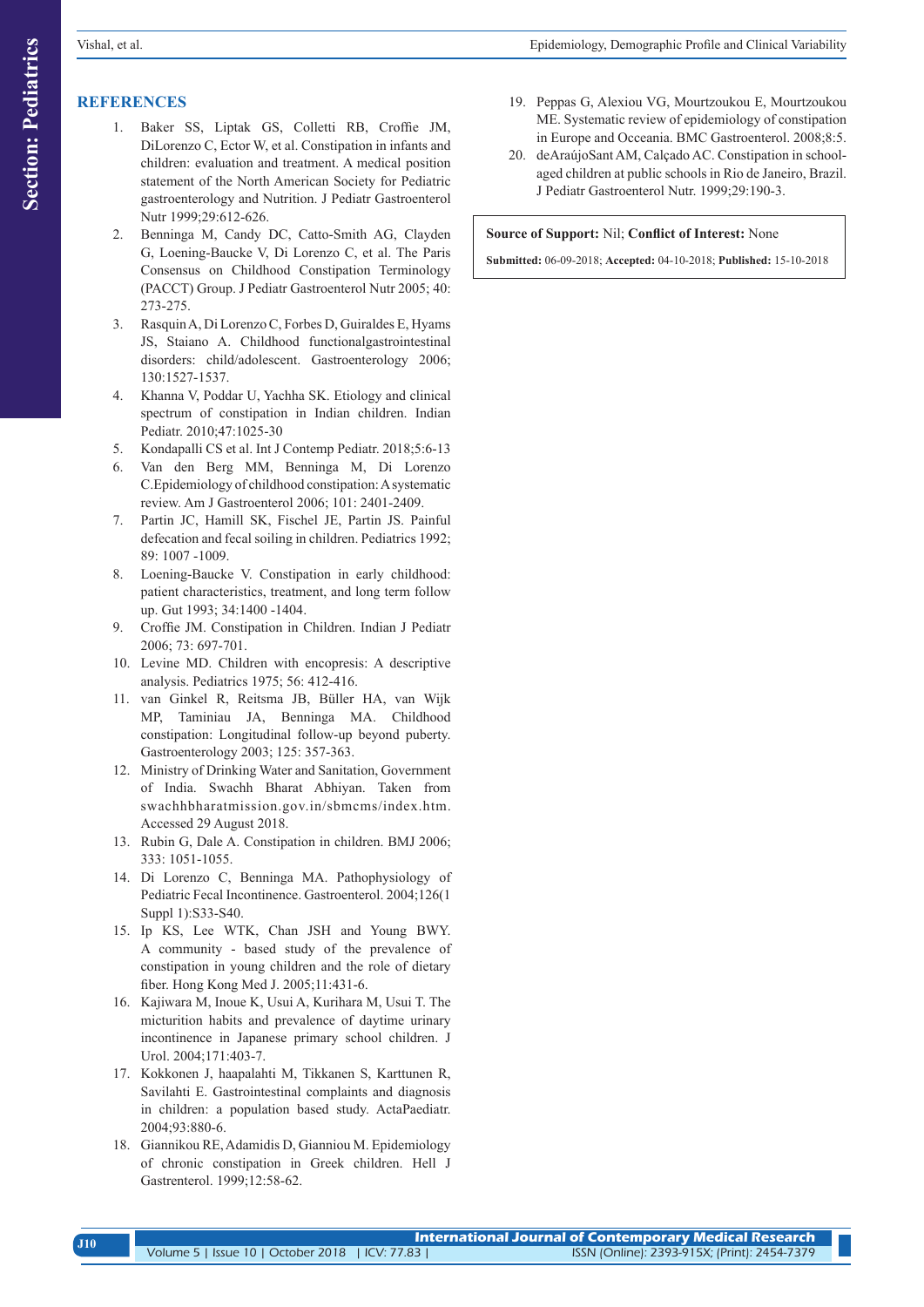## REFERENCES

1. Baker SS, Liptak GS, Colletti RB, Croffie JM, DiLorenzo C, Ector W, et al. Constipation in infants and children: evaluation and treatment. A medical position statement of the North American Society for Pediatric gastroenterology and Nutrition. J Pediatr Gastroenterol Nutr 1999;29:612-626.
2. Benninga M, Candy DC, Catto-Smith AG, Clayden G, Loening-Baucke V, Di Lorenzo C, et al. The Paris Consensus on Childhood Constipation Terminology (PACCT) Group. J Pediatr Gastroenterol Nutr 2005; 40: 273-275.
3. Rasquin A, Di Lorenzo C, Forbes D, Guiraldes E, Hyams JS, Staiano A. Childhood functionalgastrointestinal disorders: child/adolescent. Gastroenterology 2006; 130:1527-1537.
4. Khanna V, Poddar U, Yachha SK. Etiology and clinical spectrum of constipation in Indian children. Indian Pediatr. 2010;47:1025-30
5. Kondapalli CS et al. Int J Contemp Pediatr. 2018;5:6-13
6. Van den Berg MM, Benninga M, Di Lorenzo C.Epidemiology of childhood constipation: A systematic review. Am J Gastroenterol 2006; 101: 2401-2409.
7. Partin JC, Hamill SK, Fischel JE, Partin JS. Painful defecation and fecal soiling in children. Pediatrics 1992; 89: 1007 -1009.
8. Loening-Baucke V. Constipation in early childhood: patient characteristics, treatment, and long term follow up. Gut 1993; 34:1400 -1404.
9. Croffie JM. Constipation in Children. Indian J Pediatr 2006; 73: 697-701.
10. Levine MD. Children with encopresis: A descriptive analysis. Pediatrics 1975; 56: 412-416.
11. van Ginkel R, Reitsma JB, Büller HA, van Wijk MP, Taminiau JA, Benninga MA. Childhood constipation: Longitudinal follow-up beyond puberty. Gastroenterology 2003; 125: 357-363.
12. Ministry of Drinking Water and Sanitation, Government of India. Swachh Bharat Abhiyan. Taken from swachhbharatmission.gov.in/sbmcms/index.htm. Accessed 29 August 2018.
13. Rubin G, Dale A. Constipation in children. BMJ 2006; 333: 1051-1055.
14. Di Lorenzo C, Benninga MA. Pathophysiology of Pediatric Fecal Incontinence. Gastroenterol. 2004;126(1 Suppl 1):S33-S40.
15. Ip KS, Lee WTK, Chan JSH and Young BWY. A community - based study of the prevalence of constipation in young children and the role of dietary fiber. Hong Kong Med J. 2005;11:431-6.
16. Kajiwara M, Inoue K, Usui A, Kurihara M, Usui T. The micturition habits and prevalence of daytime urinary incontinence in Japanese primary school children. J Urol. 2004;171:403-7.
17. Kokkonen J, haapalahti M, Tikkanen S, Karttunen R, Savilahti E. Gastrointestinal complaints and diagnosis in children: a population based study. ActaPaediatr. 2004;93:880-6.
18. Giannikou RE, Adamidis D, Gianniou M. Epidemiology of chronic constipation in Greek children. Hell J Gastrenterol. 1999;12:58-62.
19. Peppas G, Alexiou VG, Mourtzoukou E, Mourtzoukou ME. Systematic review of epidemiology of constipation in Europe and Oceania. BMC Gastroenterol. 2008;8:5.
20. deAraújoSant AM, Calçado AC. Constipation in school-aged children at public schools in Rio de Janeiro, Brazil. J Pediatr Gastroenterol Nutr. 1999;29:190-3.

**Source of Support:** Nil; **Conflict of Interest:** None

**Submitted:** 06-09-2018; **Accepted:** 04-10-2018; **Published:** 15-10-2018